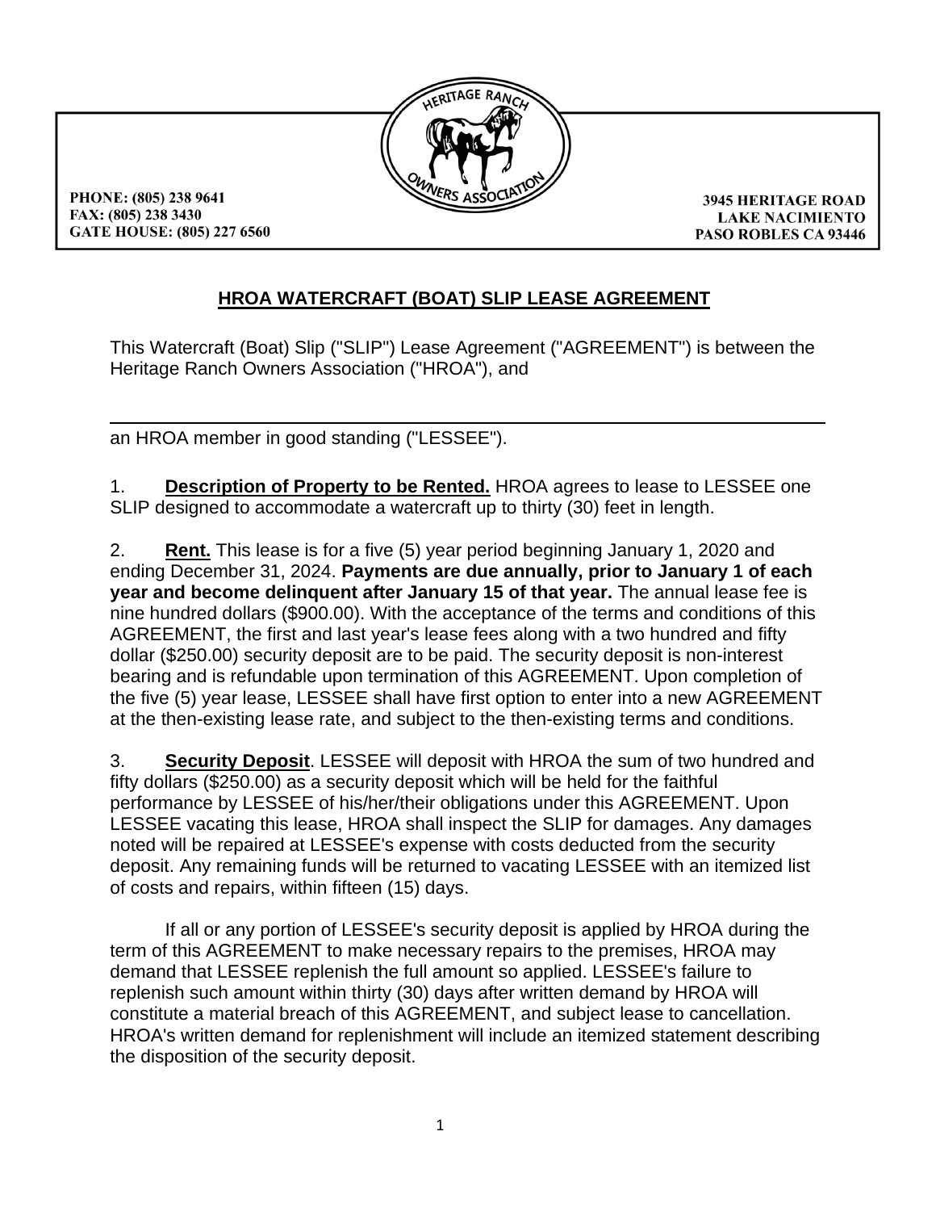PHONE: (805) 238 9641
FAX: (805) 238 3430
GATE HOUSE: (805) 227 6560

3945 HERITAGE ROAD
LAKE NACIMIENTO
PASO ROBLES CA 93446

# HROA WATERCRAFT (BOAT) SLIP LEASE AGREEMENT

This Watercraft (Boat) Slip ("SLIP") Lease Agreement ("AGREEMENT") is between the Heritage Ranch Owners Association ("HROA"), and

______________________________________________________________________

an HROA member in good standing ("LESSEE").

1. **Description of Property to be Rented.** HROA agrees to lease to LESSEE one SLIP designed to accommodate a watercraft up to thirty (30) feet in length.

2. **Rent.** This lease is for a five (5) year period beginning January 1, 2020 and ending December 31, 2024. **Payments are due annually, prior to January 1 of each year and become delinquent after January 15 of that year.** The annual lease fee is nine hundred dollars ($900.00). With the acceptance of the terms and conditions of this AGREEMENT, the first and last year's lease fees along with a two hundred and fifty dollar ($250.00) security deposit are to be paid. The security deposit is non-interest bearing and is refundable upon termination of this AGREEMENT. Upon completion of the five (5) year lease, LESSEE shall have first option to enter into a new AGREEMENT at the then-existing lease rate, and subject to the then-existing terms and conditions.

3. **Security Deposit**. LESSEE will deposit with HROA the sum of two hundred and fifty dollars ($250.00) as a security deposit which will be held for the faithful performance by LESSEE of his/her/their obligations under this AGREEMENT. Upon LESSEE vacating this lease, HROA shall inspect the SLIP for damages. Any damages noted will be repaired at LESSEE's expense with costs deducted from the security deposit. Any remaining funds will be returned to vacating LESSEE with an itemized list of costs and repairs, within fifteen (15) days.

If all or any portion of LESSEE's security deposit is applied by HROA during the term of this AGREEMENT to make necessary repairs to the premises, HROA may demand that LESSEE replenish the full amount so applied. LESSEE's failure to replenish such amount within thirty (30) days after written demand by HROA will constitute a material breach of this AGREEMENT, and subject lease to cancellation. HROA's written demand for replenishment will include an itemized statement describing the disposition of the security deposit.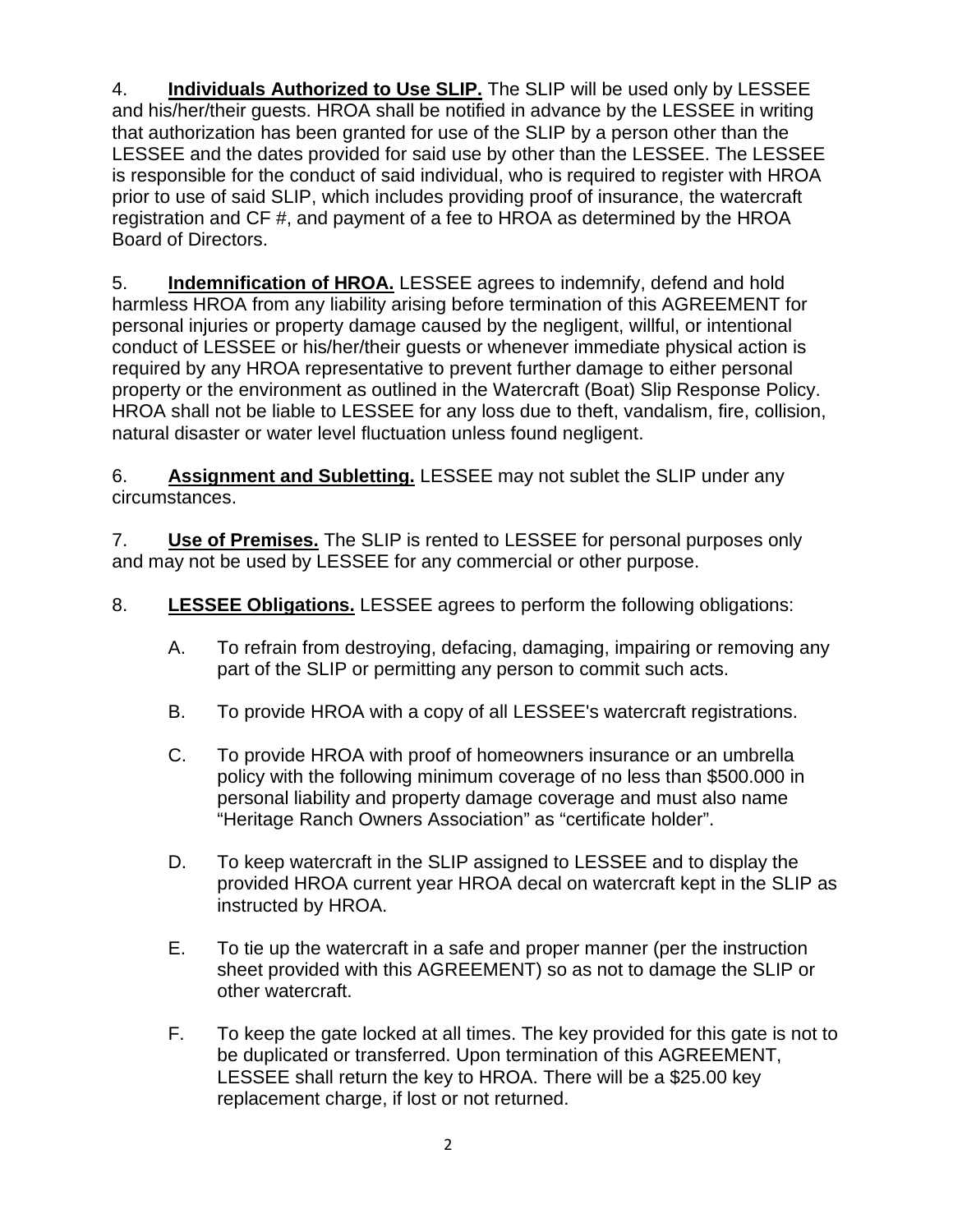4. **Individuals Authorized to Use SLIP.** The SLIP will be used only by LESSEE and his/her/their guests. HROA shall be notified in advance by the LESSEE in writing that authorization has been granted for use of the SLIP by a person other than the LESSEE and the dates provided for said use by other than the LESSEE. The LESSEE is responsible for the conduct of said individual, who is required to register with HROA prior to use of said SLIP, which includes providing proof of insurance, the watercraft registration and CF #, and payment of a fee to HROA as determined by the HROA Board of Directors.

5. **Indemnification of HROA.** LESSEE agrees to indemnify, defend and hold harmless HROA from any liability arising before termination of this AGREEMENT for personal injuries or property damage caused by the negligent, willful, or intentional conduct of LESSEE or his/her/their guests or whenever immediate physical action is required by any HROA representative to prevent further damage to either personal property or the environment as outlined in the Watercraft (Boat) Slip Response Policy. HROA shall not be liable to LESSEE for any loss due to theft, vandalism, fire, collision, natural disaster or water level fluctuation unless found negligent.

6. **Assignment and Subletting.** LESSEE may not sublet the SLIP under any circumstances.

7. **Use of Premises.** The SLIP is rented to LESSEE for personal purposes only and may not be used by LESSEE for any commercial or other purpose.

8. **LESSEE Obligations.** LESSEE agrees to perform the following obligations:

   A. To refrain from destroying, defacing, damaging, impairing or removing any part of the SLIP or permitting any person to commit such acts.

   B. To provide HROA with a copy of all LESSEE's watercraft registrations.

   C. To provide HROA with proof of homeowners insurance or an umbrella policy with the following minimum coverage of no less than $500.000 in personal liability and property damage coverage and must also name "Heritage Ranch Owners Association" as "certificate holder".

   D. To keep watercraft in the SLIP assigned to LESSEE and to display the provided HROA current year HROA decal on watercraft kept in the SLIP as instructed by HROA.

   E. To tie up the watercraft in a safe and proper manner (per the instruction sheet provided with this AGREEMENT) so as not to damage the SLIP or other watercraft.

   F. To keep the gate locked at all times. The key provided for this gate is not to be duplicated or transferred. Upon termination of this AGREEMENT, LESSEE shall return the key to HROA. There will be a $25.00 key replacement charge, if lost or not returned.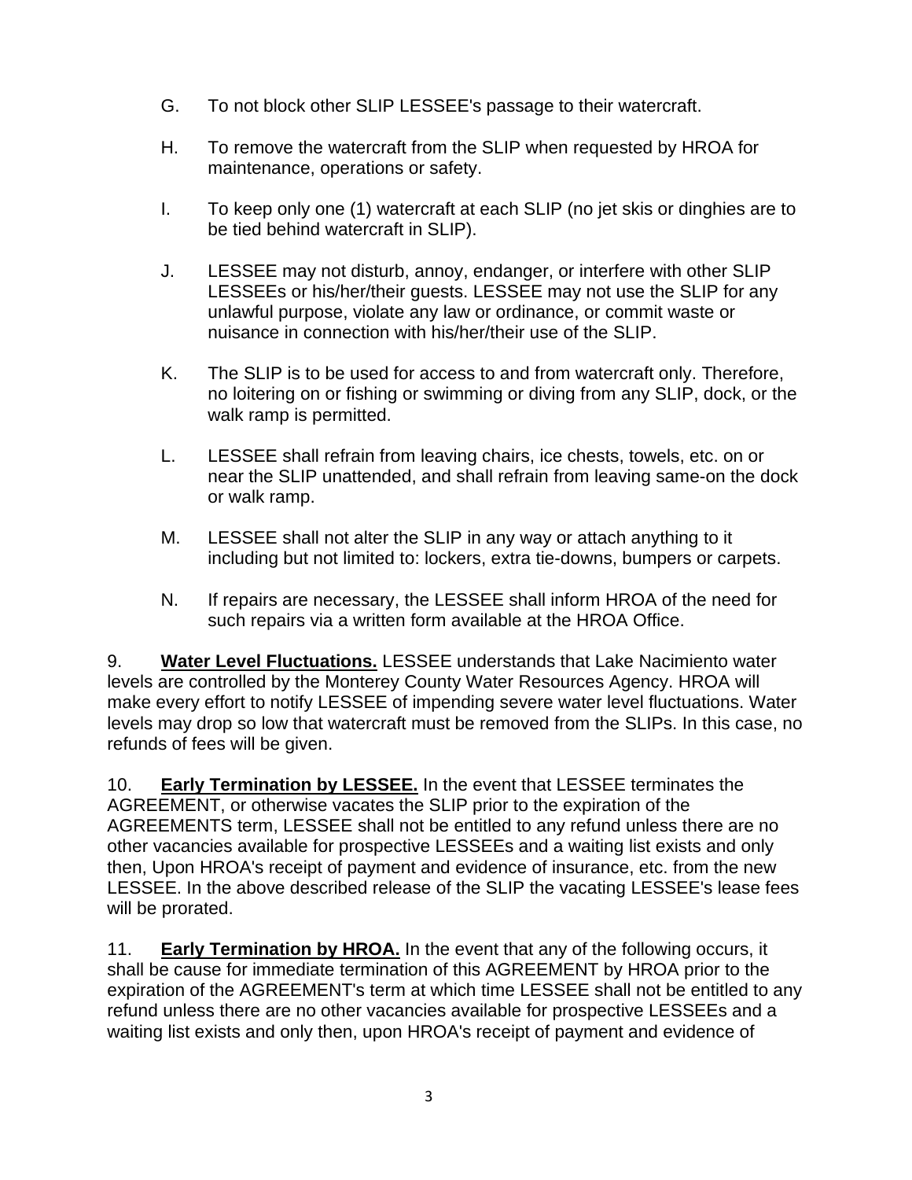G. To not block other SLIP LESSEE's passage to their watercraft.

H. To remove the watercraft from the SLIP when requested by HROA for maintenance, operations or safety.

I. To keep only one (1) watercraft at each SLIP (no jet skis or dinghies are to be tied behind watercraft in SLIP).

J. LESSEE may not disturb, annoy, endanger, or interfere with other SLIP LESSEEs or his/her/their guests. LESSEE may not use the SLIP for any unlawful purpose, violate any law or ordinance, or commit waste or nuisance in connection with his/her/their use of the SLIP.

K. The SLIP is to be used for access to and from watercraft only. Therefore, no loitering on or fishing or swimming or diving from any SLIP, dock, or the walk ramp is permitted.

L. LESSEE shall refrain from leaving chairs, ice chests, towels, etc. on or near the SLIP unattended, and shall refrain from leaving same-on the dock or walk ramp.

M. LESSEE shall not alter the SLIP in any way or attach anything to it including but not limited to: lockers, extra tie-downs, bumpers or carpets.

N. If repairs are necessary, the LESSEE shall inform HROA of the need for such repairs via a written form available at the HROA Office.

9. **Water Level Fluctuations.** LESSEE understands that Lake Nacimiento water levels are controlled by the Monterey County Water Resources Agency. HROA will make every effort to notify LESSEE of impending severe water level fluctuations. Water levels may drop so low that watercraft must be removed from the SLIPs. In this case, no refunds of fees will be given.

10. **Early Termination by LESSEE.** In the event that LESSEE terminates the AGREEMENT, or otherwise vacates the SLIP prior to the expiration of the AGREEMENTS term, LESSEE shall not be entitled to any refund unless there are no other vacancies available for prospective LESSEEs and a waiting list exists and only then, Upon HROA's receipt of payment and evidence of insurance, etc. from the new LESSEE. In the above described release of the SLIP the vacating LESSEE's lease fees will be prorated.

11. **Early Termination by HROA.** In the event that any of the following occurs, it shall be cause for immediate termination of this AGREEMENT by HROA prior to the expiration of the AGREEMENT's term at which time LESSEE shall not be entitled to any refund unless there are no other vacancies available for prospective LESSEEs and a waiting list exists and only then, upon HROA's receipt of payment and evidence of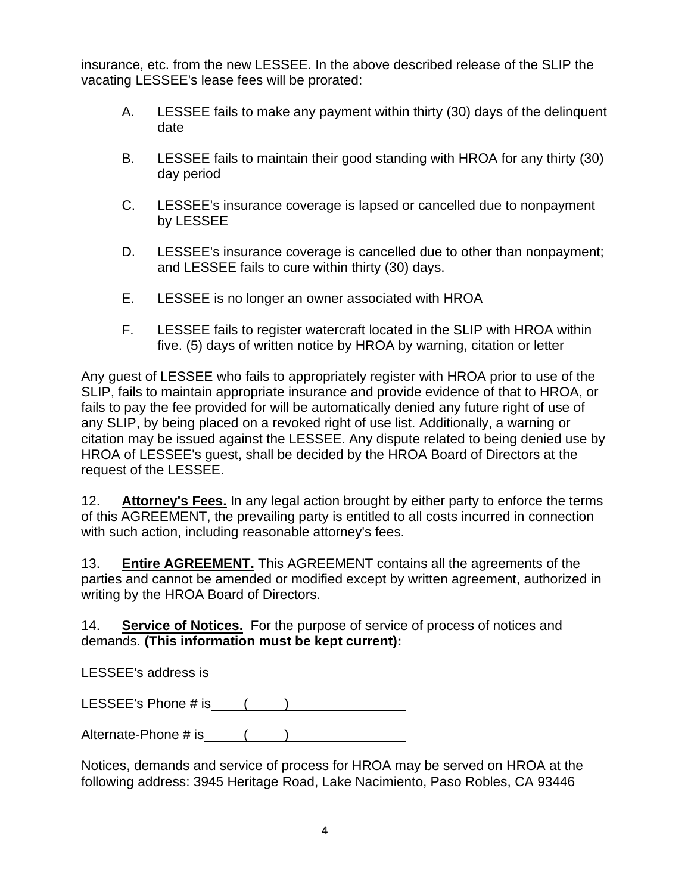insurance, etc. from the new LESSEE. In the above described release of the SLIP the vacating LESSEE's lease fees will be prorated:

A. LESSEE fails to make any payment within thirty (30) days of the delinquent date

B. LESSEE fails to maintain their good standing with HROA for any thirty (30) day period

C. LESSEE's insurance coverage is lapsed or cancelled due to nonpayment by LESSEE

D. LESSEE's insurance coverage is cancelled due to other than nonpayment; and LESSEE fails to cure within thirty (30) days.

E. LESSEE is no longer an owner associated with HROA

F. LESSEE fails to register watercraft located in the SLIP with HROA within five. (5) days of written notice by HROA by warning, citation or letter

Any guest of LESSEE who fails to appropriately register with HROA prior to use of the SLIP, fails to maintain appropriate insurance and provide evidence of that to HROA, or fails to pay the fee provided for will be automatically denied any future right of use of any SLIP, by being placed on a revoked right of use list. Additionally, a warning or citation may be issued against the LESSEE. Any dispute related to being denied use by HROA of LESSEE's guest, shall be decided by the HROA Board of Directors at the request of the LESSEE.

12. **Attorney's Fees.** In any legal action brought by either party to enforce the terms of this AGREEMENT, the prevailing party is entitled to all costs incurred in connection with such action, including reasonable attorney's fees.

13. **Entire AGREEMENT.** This AGREEMENT contains all the agreements of the parties and cannot be amended or modified except by written agreement, authorized in writing by the HROA Board of Directors.

14. **Service of Notices.** For the purpose of service of process of notices and demands. **(This information must be kept current):**

LESSEE's address is\_\_\_\_\_\_\_\_\_\_\_\_\_\_\_\_\_\_\_\_\_\_\_\_\_\_\_\_\_\_\_\_\_\_\_\_\_\_\_\_\_\_\_\_\_\_\_\_

LESSEE's Phone # is\_\_\_\_(\_\_\_\_\_)\_\_\_\_\_\_\_\_\_\_\_\_\_\_\_\_

Alternate-Phone # is\_\_\_\_\_(\_\_\_\_\_)\_\_\_\_\_\_\_\_\_\_\_\_\_\_\_\_

Notices, demands and service of process for HROA may be served on HROA at the following address: 3945 Heritage Road, Lake Nacimiento, Paso Robles, CA 93446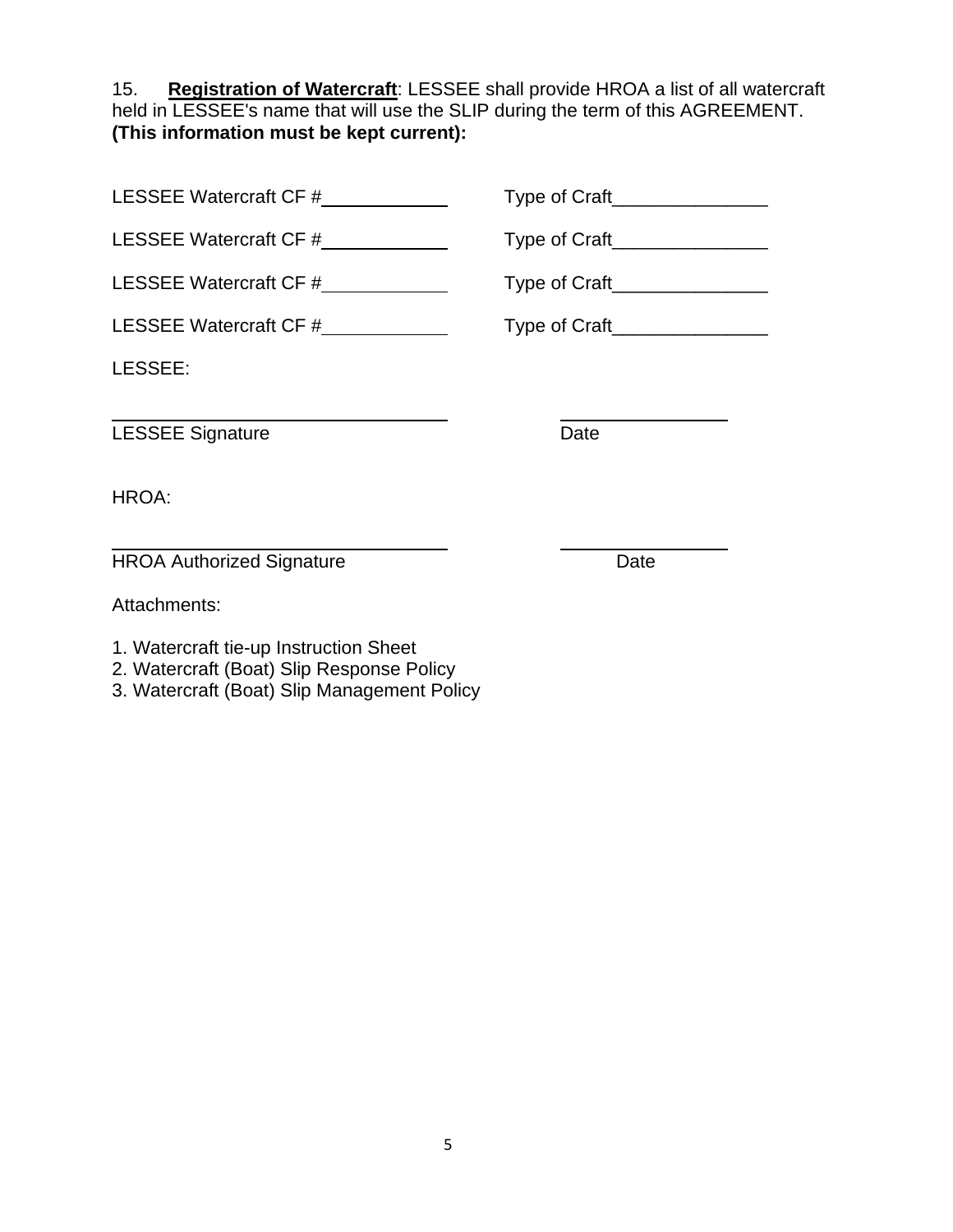15. **<u>Registration of Watercraft</u>**: LESSEE shall provide HROA a list of all watercraft held in LESSEE's name that will use the SLIP during the term of this AGREEMENT. **(This information must be kept current):**

LESSEE Watercraft CF #____________ Type of Craft_______________

LESSEE Watercraft CF #____________ Type of Craft_______________

LESSEE Watercraft CF #____________ Type of Craft_______________

LESSEE Watercraft CF #____________ Type of Craft_______________

LESSEE:

______________________________ ________________

LESSEE Signature Date

HROA:

______________________________ ________________

HROA Authorized Signature Date

Attachments:

1. Watercraft tie-up Instruction Sheet
2. Watercraft (Boat) Slip Response Policy
3. Watercraft (Boat) Slip Management Policy